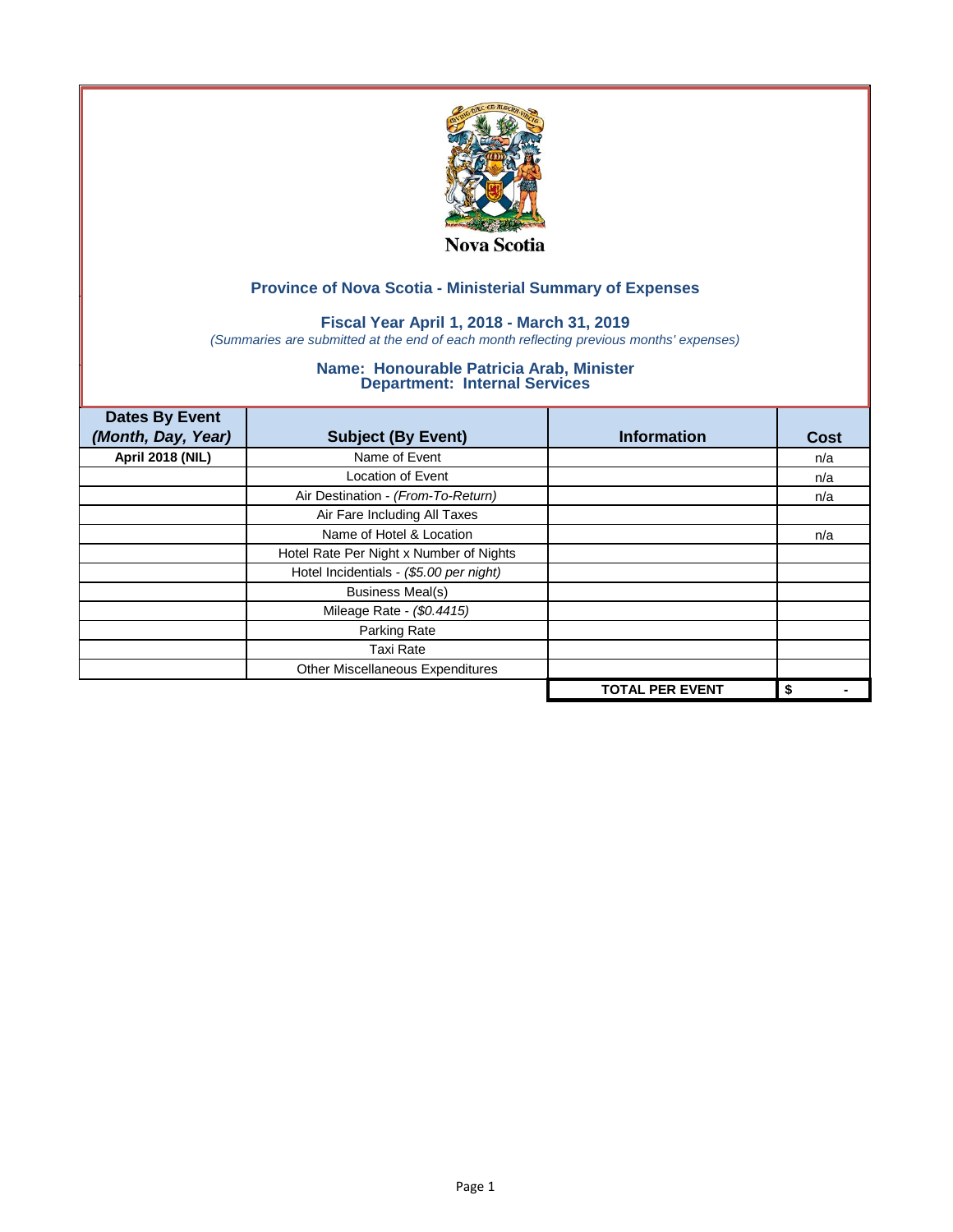Nova Scotia

## Province of Nova Scotia - Ministerial Summary of Expenses

### Fiscal Year April 1, 2018 - March 31, 2019

*(Summaries are submitted at the end of each month reflecting previous months' expenses)*

### Name: Honourable Patricia Arab, Minister
### Department: Internal Services

| Dates By Event *(Month, Day, Year)* | Subject (By Event) | Information | Cost |
|---|---|---|---|
| **April 2018 (NIL)** | Name of Event | | n/a |
| | Location of Event | | n/a |
| | Air Destination - *(From-To-Return)* | | n/a |
| | Air Fare Including All Taxes | | |
| | Name of Hotel & Location | | n/a |
| | Hotel Rate Per Night x Number of Nights | | |
| | Hotel Incidentials - *($5.00 per night)* | | |
| | Business Meal(s) | | |
| | Mileage Rate - *($0.4415)* | | |
| | Parking Rate | | |
| | Taxi Rate | | |
| | Other Miscellaneous Expenditures | | |
| | | **TOTAL PER EVENT** | **$ -** |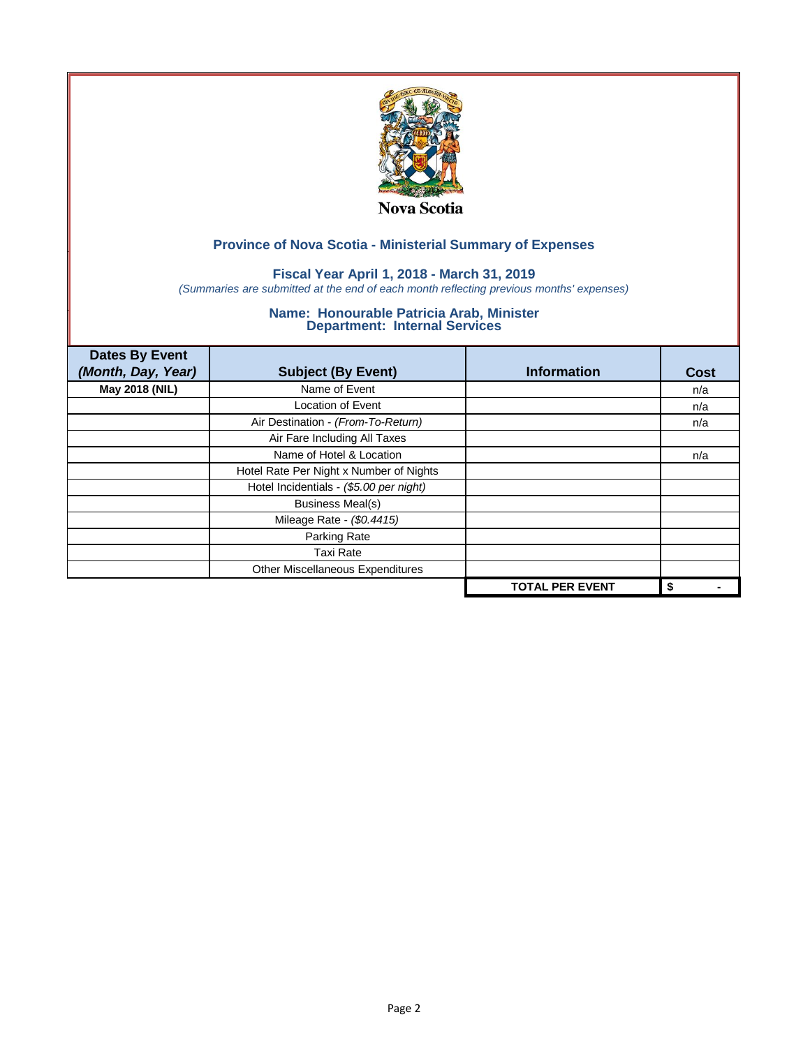Nova Scotia

## Province of Nova Scotia - Ministerial Summary of Expenses

### Fiscal Year April 1, 2018 - March 31, 2019

*(Summaries are submitted at the end of each month reflecting previous months' expenses)*

### Name: Honourable Patricia Arab, Minister
### Department: Internal Services

| Dates By Event *(Month, Day, Year)* | Subject (By Event) | Information | Cost |
|---|---|---|---|
| **May 2018 (NIL)** | Name of Event | | n/a |
| | Location of Event | | n/a |
| | Air Destination - *(From-To-Return)* | | n/a |
| | Air Fare Including All Taxes | | |
| | Name of Hotel & Location | | n/a |
| | Hotel Rate Per Night x Number of Nights | | |
| | Hotel Incidentials - *($5.00 per night)* | | |
| | Business Meal(s) | | |
| | Mileage Rate - *($0.4415)* | | |
| | Parking Rate | | |
| | Taxi Rate | | |
| | Other Miscellaneous Expenditures | | |
| | | **TOTAL PER EVENT** | **$ -** |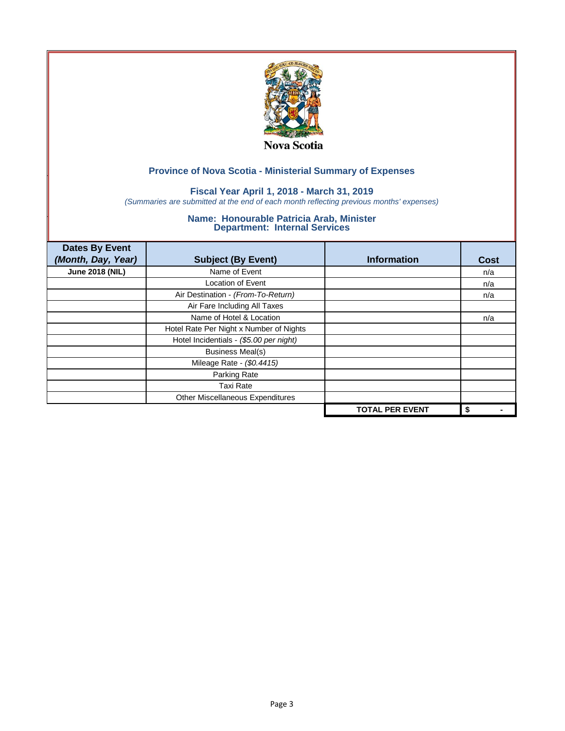Nova Scotia

## Province of Nova Scotia - Ministerial Summary of Expenses

### Fiscal Year April 1, 2018 - March 31, 2019

*(Summaries are submitted at the end of each month reflecting previous months' expenses)*

### Name: Honourable Patricia Arab, Minister
### Department: Internal Services

| Dates By Event *(Month, Day, Year)* | Subject (By Event) | Information | Cost |
|---|---|---|---|
| **June 2018 (NIL)** | Name of Event | | n/a |
| | Location of Event | | n/a |
| | Air Destination - *(From-To-Return)* | | n/a |
| | Air Fare Including All Taxes | | |
| | Name of Hotel & Location | | n/a |
| | Hotel Rate Per Night x Number of Nights | | |
| | Hotel Incidentials - *($5.00 per night)* | | |
| | Business Meal(s) | | |
| | Mileage Rate - *($0.4415)* | | |
| | Parking Rate | | |
| | Taxi Rate | | |
| | Other Miscellaneous Expenditures | | |
| | | **TOTAL PER EVENT** | **$ -** |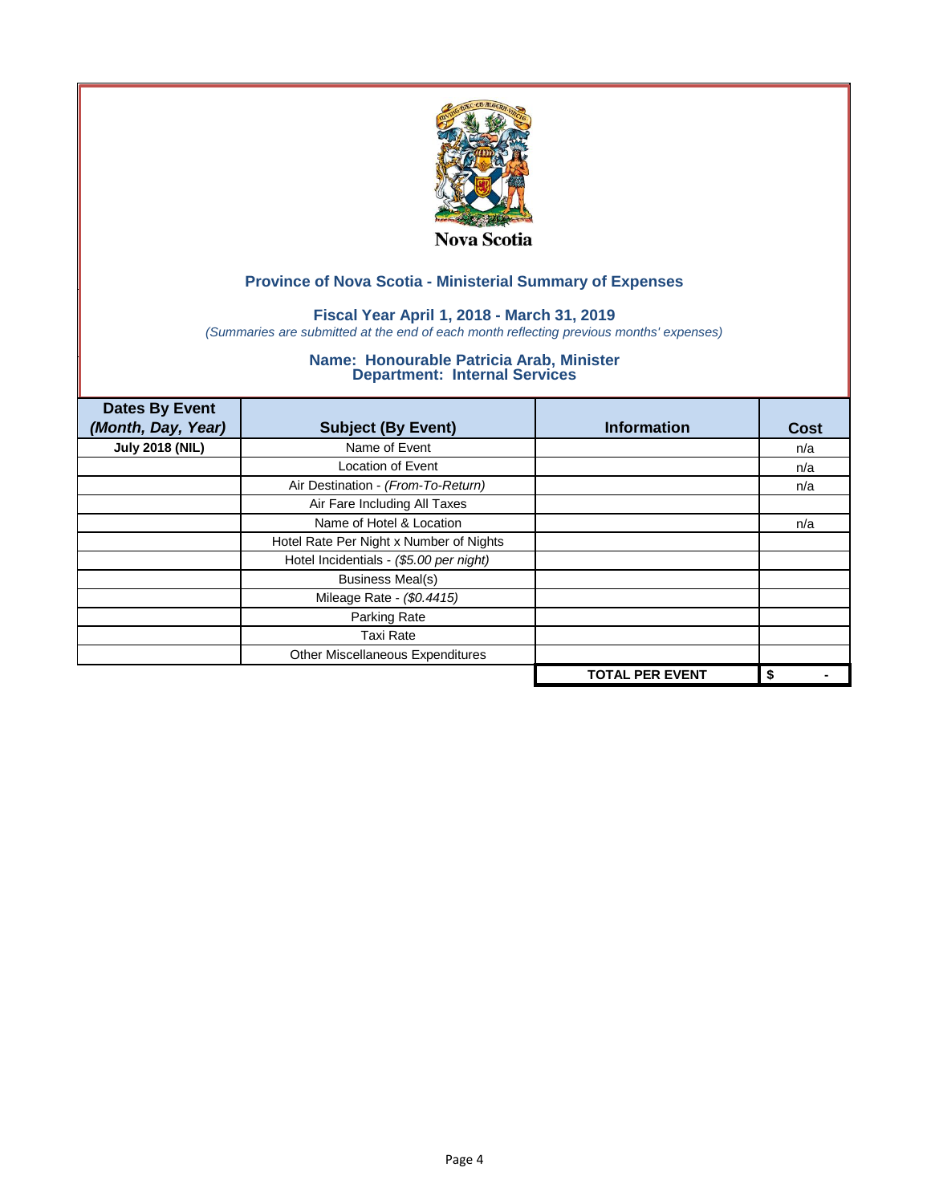Nova Scotia

## Province of Nova Scotia - Ministerial Summary of Expenses

### Fiscal Year April 1, 2018 - March 31, 2019

*(Summaries are submitted at the end of each month reflecting previous months' expenses)*

### Name: Honourable Patricia Arab, Minister
### Department: Internal Services

| Dates By Event *(Month, Day, Year)* | Subject (By Event) | Information | Cost |
|---|---|---|---|
| **July 2018 (NIL)** | Name of Event | | n/a |
| | Location of Event | | n/a |
| | Air Destination - *(From-To-Return)* | | n/a |
| | Air Fare Including All Taxes | | |
| | Name of Hotel & Location | | n/a |
| | Hotel Rate Per Night x Number of Nights | | |
| | Hotel Incidentials - *($5.00 per night)* | | |
| | Business Meal(s) | | |
| | Mileage Rate - *($0.4415)* | | |
| | Parking Rate | | |
| | Taxi Rate | | |
| | Other Miscellaneous Expenditures | | |
| | | **TOTAL PER EVENT** | **$ -** |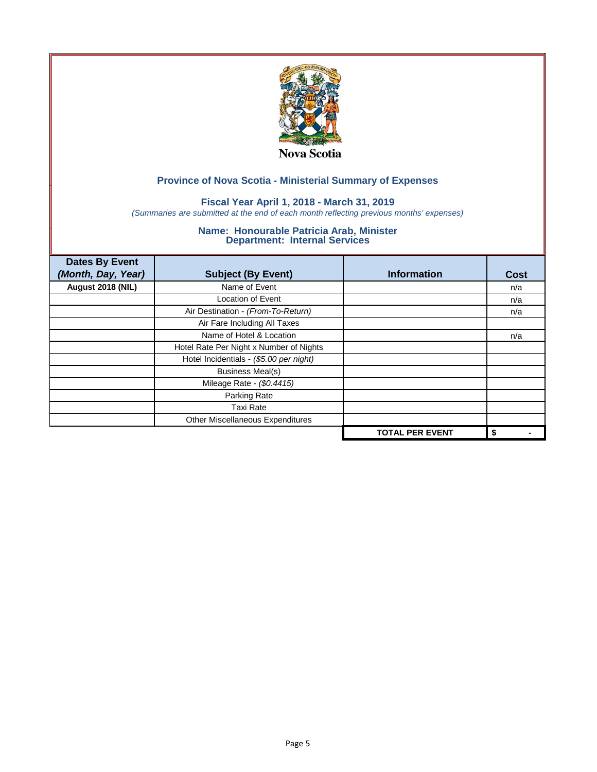Nova Scotia

## Province of Nova Scotia - Ministerial Summary of Expenses

### Fiscal Year April 1, 2018 - March 31, 2019

*(Summaries are submitted at the end of each month reflecting previous months' expenses)*

### Name: Honourable Patricia Arab, Minister
### Department: Internal Services

| Dates By Event *(Month, Day, Year)* | Subject (By Event) | Information | Cost |
|---|---|---|---|
| **August 2018 (NIL)** | Name of Event | | n/a |
| | Location of Event | | n/a |
| | Air Destination - *(From-To-Return)* | | n/a |
| | Air Fare Including All Taxes | | |
| | Name of Hotel & Location | | n/a |
| | Hotel Rate Per Night x Number of Nights | | |
| | Hotel Incidentials - *($5.00 per night)* | | |
| | Business Meal(s) | | |
| | Mileage Rate - *($0.4415)* | | |
| | Parking Rate | | |
| | Taxi Rate | | |
| | Other Miscellaneous Expenditures | | |
| | | **TOTAL PER EVENT** | **$ -** |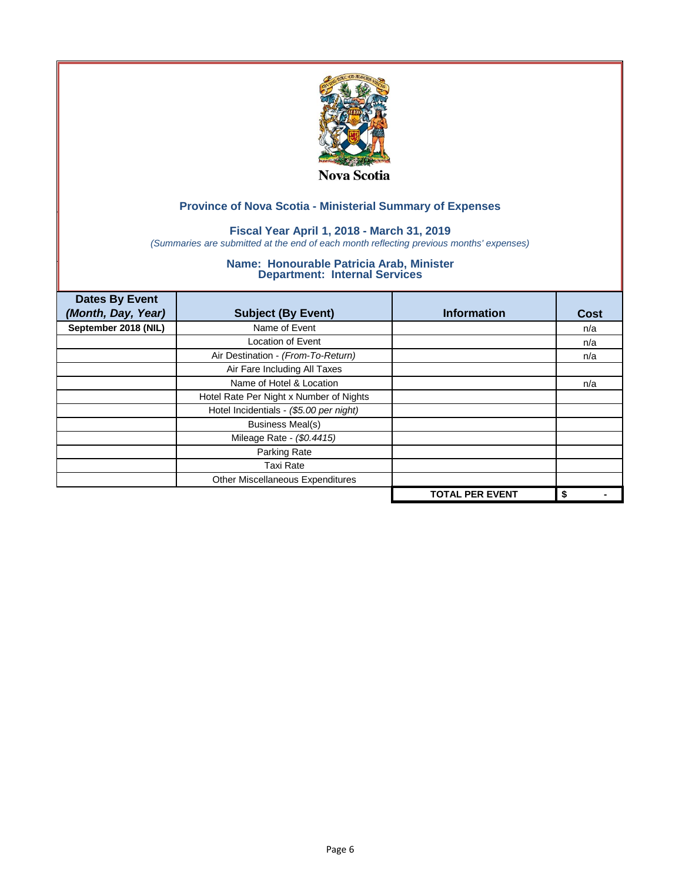Nova Scotia

## Province of Nova Scotia - Ministerial Summary of Expenses

### Fiscal Year April 1, 2018 - March 31, 2019

*(Summaries are submitted at the end of each month reflecting previous months' expenses)*

### Name: Honourable Patricia Arab, Minister
### Department: Internal Services

| Dates By Event *(Month, Day, Year)* | Subject (By Event) | Information | Cost |
|---|---|---|---|
| **September 2018 (NIL)** | Name of Event | | n/a |
| | Location of Event | | n/a |
| | Air Destination - *(From-To-Return)* | | n/a |
| | Air Fare Including All Taxes | | |
| | Name of Hotel & Location | | n/a |
| | Hotel Rate Per Night x Number of Nights | | |
| | Hotel Incidentials - *($5.00 per night)* | | |
| | Business Meal(s) | | |
| | Mileage Rate - *($0.4415)* | | |
| | Parking Rate | | |
| | Taxi Rate | | |
| | Other Miscellaneous Expenditures | | |
| | | **TOTAL PER EVENT** | **$ -** |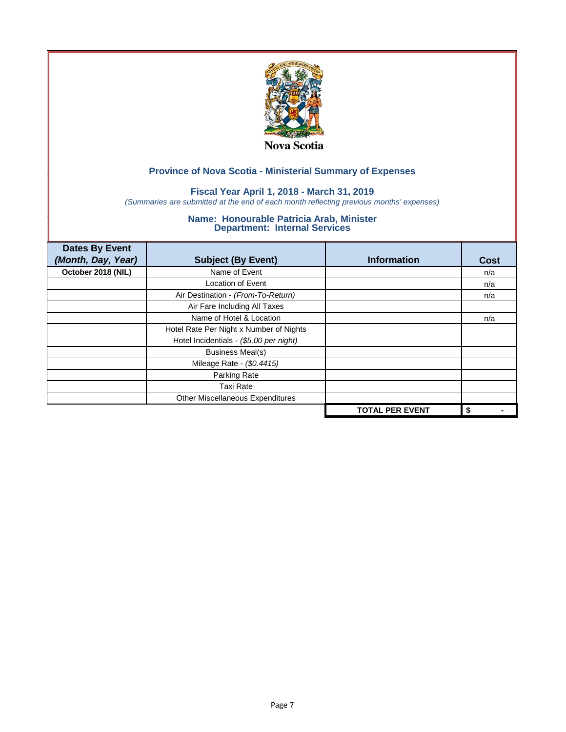Nova Scotia

## Province of Nova Scotia - Ministerial Summary of Expenses

### Fiscal Year April 1, 2018 - March 31, 2019

*(Summaries are submitted at the end of each month reflecting previous months' expenses)*

### Name: Honourable Patricia Arab, Minister
### Department: Internal Services

| Dates By Event *(Month, Day, Year)* | Subject (By Event) | Information | Cost |
|---|---|---|---|
| **October 2018 (NIL)** | Name of Event | | n/a |
| | Location of Event | | n/a |
| | Air Destination - *(From-To-Return)* | | n/a |
| | Air Fare Including All Taxes | | |
| | Name of Hotel & Location | | n/a |
| | Hotel Rate Per Night x Number of Nights | | |
| | Hotel Incidentials - *($5.00 per night)* | | |
| | Business Meal(s) | | |
| | Mileage Rate - *($0.4415)* | | |
| | Parking Rate | | |
| | Taxi Rate | | |
| | Other Miscellaneous Expenditures | | |
| | | **TOTAL PER EVENT** | **$ -** |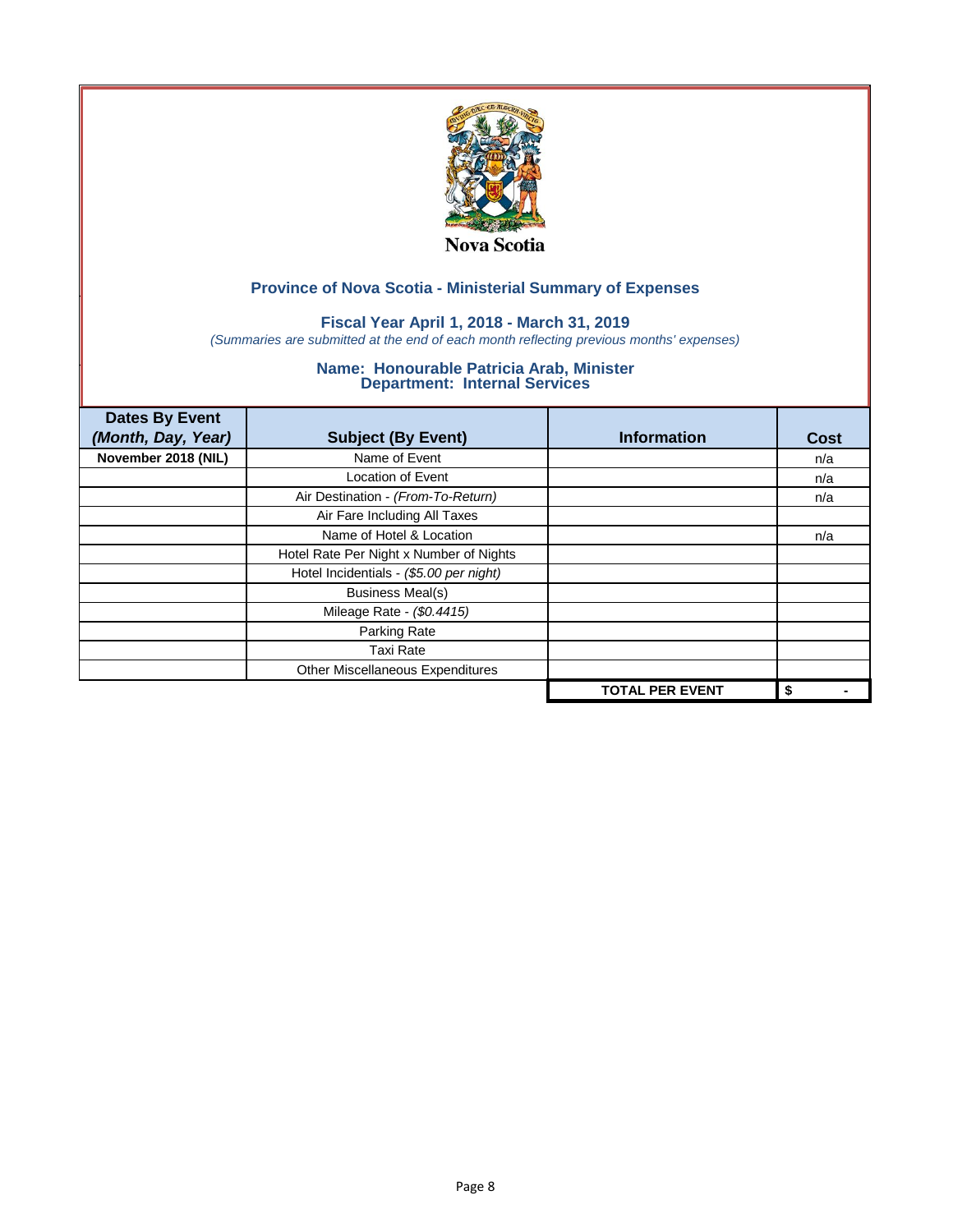Nova Scotia

## Province of Nova Scotia - Ministerial Summary of Expenses

### Fiscal Year April 1, 2018 - March 31, 2019

*(Summaries are submitted at the end of each month reflecting previous months' expenses)*

### Name: Honourable Patricia Arab, Minister
### Department: Internal Services

| Dates By Event *(Month, Day, Year)* | Subject (By Event) | Information | Cost |
|---|---|---|---|
| **November 2018 (NIL)** | Name of Event | | n/a |
| | Location of Event | | n/a |
| | Air Destination - *(From-To-Return)* | | n/a |
| | Air Fare Including All Taxes | | |
| | Name of Hotel & Location | | n/a |
| | Hotel Rate Per Night x Number of Nights | | |
| | Hotel Incidentials - *($5.00 per night)* | | |
| | Business Meal(s) | | |
| | Mileage Rate - *($0.4415)* | | |
| | Parking Rate | | |
| | Taxi Rate | | |
| | Other Miscellaneous Expenditures | | |
| | | **TOTAL PER EVENT** | **$ -** |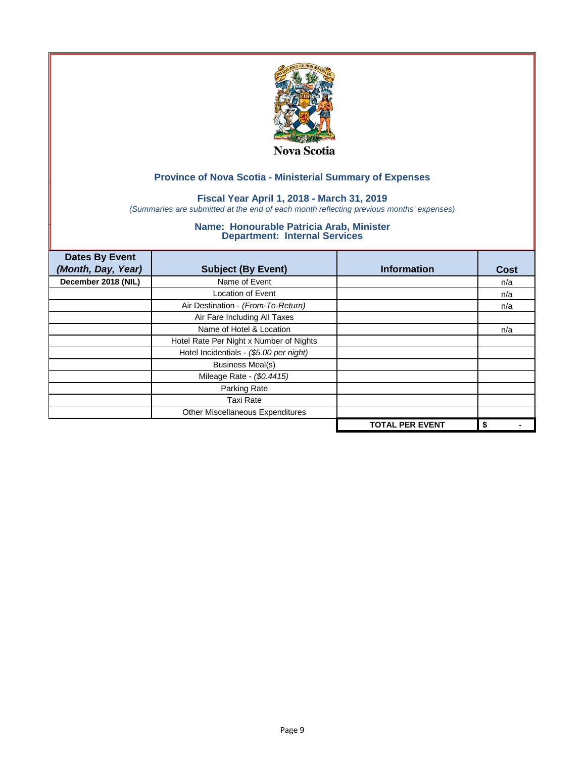Nova Scotia

## Province of Nova Scotia - Ministerial Summary of Expenses

### Fiscal Year April 1, 2018 - March 31, 2019

*(Summaries are submitted at the end of each month reflecting previous months' expenses)*

### Name: Honourable Patricia Arab, Minister
### Department: Internal Services

| Dates By Event *(Month, Day, Year)* | Subject (By Event) | Information | Cost |
|---|---|---|---|
| **December 2018 (NIL)** | Name of Event | | n/a |
| | Location of Event | | n/a |
| | Air Destination - *(From-To-Return)* | | n/a |
| | Air Fare Including All Taxes | | |
| | Name of Hotel & Location | | n/a |
| | Hotel Rate Per Night x Number of Nights | | |
| | Hotel Incidentials - *($5.00 per night)* | | |
| | Business Meal(s) | | |
| | Mileage Rate - *($0.4415)* | | |
| | Parking Rate | | |
| | Taxi Rate | | |
| | Other Miscellaneous Expenditures | | |
| | | **TOTAL PER EVENT** | **$ -** |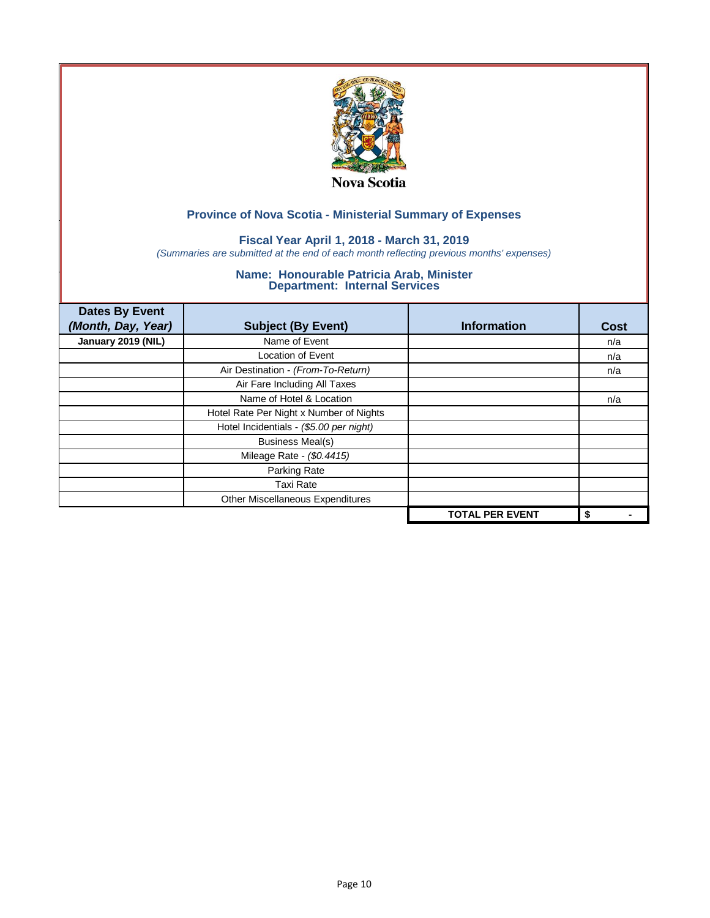Nova Scotia

## Province of Nova Scotia - Ministerial Summary of Expenses

### Fiscal Year April 1, 2018 - March 31, 2019

*(Summaries are submitted at the end of each month reflecting previous months' expenses)*

### Name: Honourable Patricia Arab, Minister
### Department: Internal Services

| Dates By Event *(Month, Day, Year)* | Subject (By Event) | Information | Cost |
|---|---|---|---|
| **January 2019 (NIL)** | Name of Event | | n/a |
| | Location of Event | | n/a |
| | Air Destination - *(From-To-Return)* | | n/a |
| | Air Fare Including All Taxes | | |
| | Name of Hotel & Location | | n/a |
| | Hotel Rate Per Night x Number of Nights | | |
| | Hotel Incidentials - *($5.00 per night)* | | |
| | Business Meal(s) | | |
| | Mileage Rate - *($0.4415)* | | |
| | Parking Rate | | |
| | Taxi Rate | | |
| | Other Miscellaneous Expenditures | | |
| | | **TOTAL PER EVENT** | **$ -** |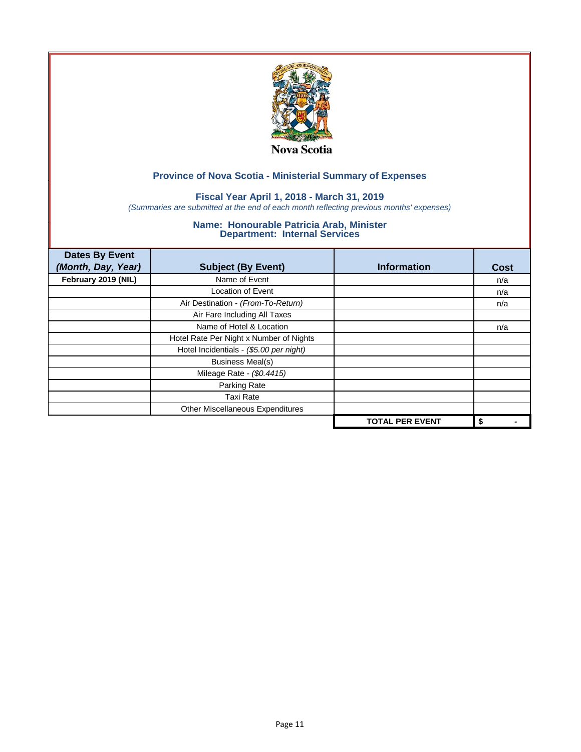Nova Scotia

## Province of Nova Scotia - Ministerial Summary of Expenses

### Fiscal Year April 1, 2018 - March 31, 2019

*(Summaries are submitted at the end of each month reflecting previous months' expenses)*

### Name: Honourable Patricia Arab, Minister
### Department: Internal Services

| Dates By Event *(Month, Day, Year)* | Subject (By Event) | Information | Cost |
|---|---|---|---|
| **February 2019 (NIL)** | Name of Event | | n/a |
| | Location of Event | | n/a |
| | Air Destination - *(From-To-Return)* | | n/a |
| | Air Fare Including All Taxes | | |
| | Name of Hotel & Location | | n/a |
| | Hotel Rate Per Night x Number of Nights | | |
| | Hotel Incidentials - *($5.00 per night)* | | |
| | Business Meal(s) | | |
| | Mileage Rate - *($0.4415)* | | |
| | Parking Rate | | |
| | Taxi Rate | | |
| | Other Miscellaneous Expenditures | | |
| | | **TOTAL PER EVENT** | **$ -** |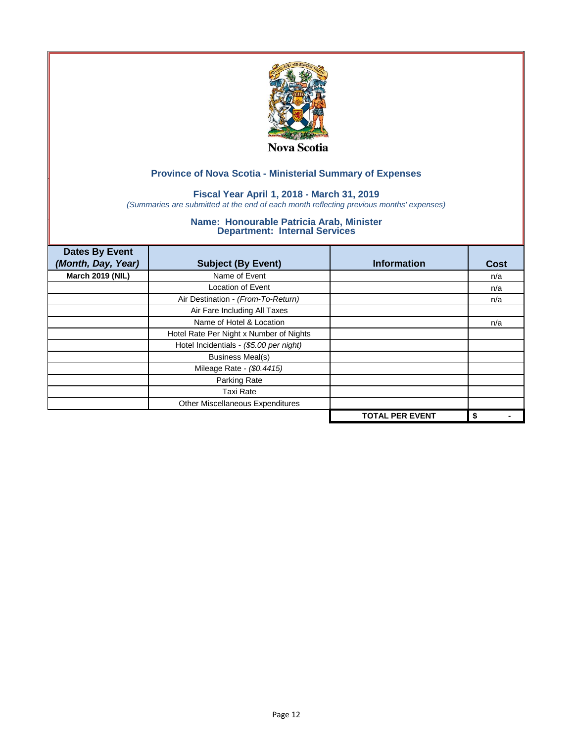Nova Scotia

## Province of Nova Scotia - Ministerial Summary of Expenses

### Fiscal Year April 1, 2018 - March 31, 2019

*(Summaries are submitted at the end of each month reflecting previous months' expenses)*

### Name: Honourable Patricia Arab, Minister
### Department: Internal Services

| Dates By Event *(Month, Day, Year)* | Subject (By Event) | Information | Cost |
|---|---|---|---|
| **March 2019 (NIL)** | Name of Event | | n/a |
| | Location of Event | | n/a |
| | Air Destination - *(From-To-Return)* | | n/a |
| | Air Fare Including All Taxes | | |
| | Name of Hotel & Location | | n/a |
| | Hotel Rate Per Night x Number of Nights | | |
| | Hotel Incidentials - *($5.00 per night)* | | |
| | Business Meal(s) | | |
| | Mileage Rate - *($0.4415)* | | |
| | Parking Rate | | |
| | Taxi Rate | | |
| | Other Miscellaneous Expenditures | | |
| | | **TOTAL PER EVENT** | **$ -** |